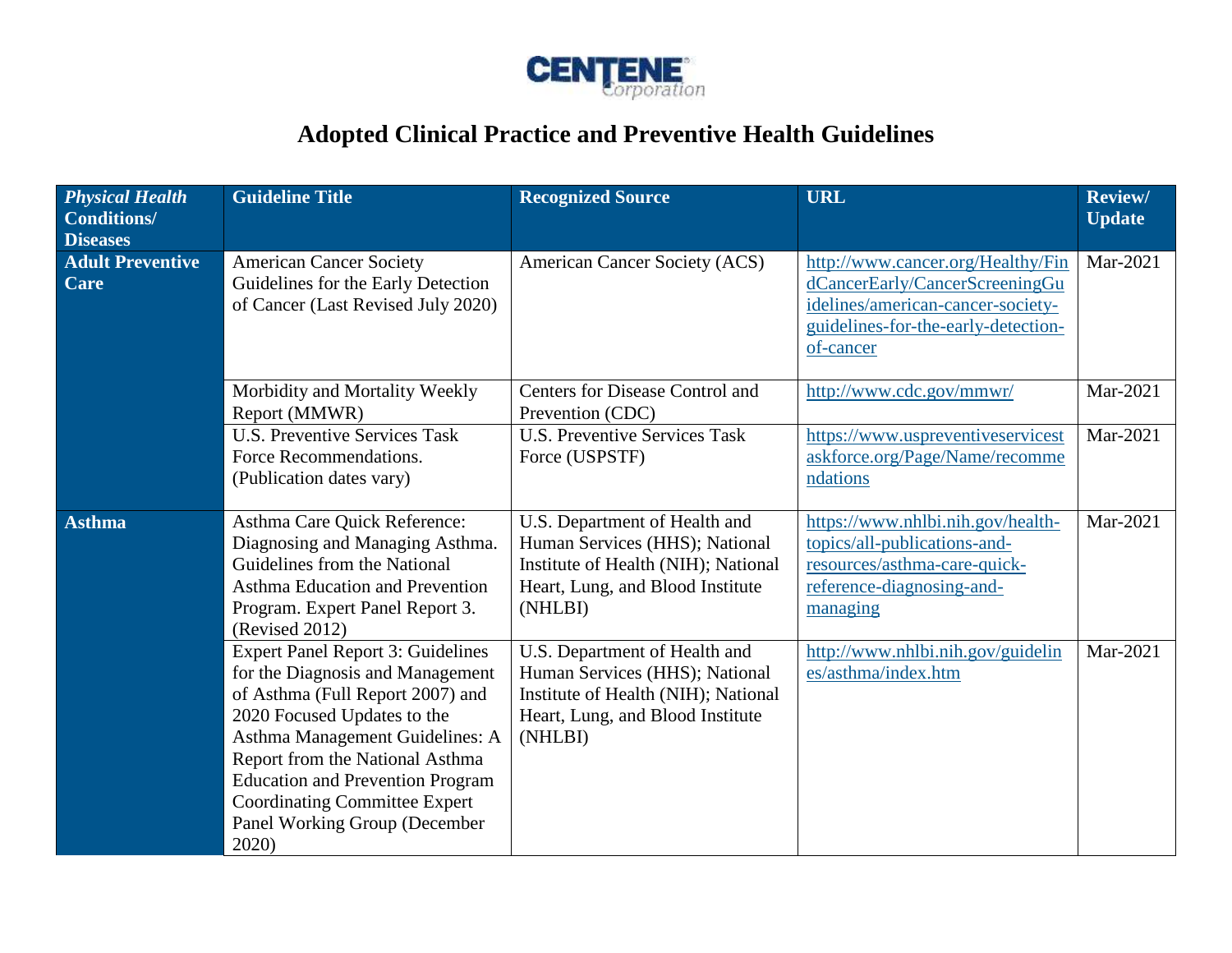# Adopted Clinical Practice and Preventive Health Guidelines

| *Physical Health* **Conditions/ Diseases** | Guideline Title | Recognized Source | URL | Review/ Update |
|---|---|---|---|---|
| **Adult Preventive Care** | American Cancer Society Guidelines for the Early Detection of Cancer (Last Revised July 2020) | American Cancer Society (ACS) | http://www.cancer.org/Healthy/FindCancerEarly/CancerScreeningGuidelines/american-cancer-society-guidelines-for-the-early-detection-of-cancer | Mar-2021 |
| | Morbidity and Mortality Weekly Report (MMWR) | Centers for Disease Control and Prevention (CDC) | http://www.cdc.gov/mmwr/ | Mar-2021 |
| | U.S. Preventive Services Task Force Recommendations. (Publication dates vary) | U.S. Preventive Services Task Force (USPSTF) | https://www.uspreventiveservicestaskforce.org/Page/Name/recommendations | Mar-2021 |
| **Asthma** | Asthma Care Quick Reference: Diagnosing and Managing Asthma. Guidelines from the National Asthma Education and Prevention Program. Expert Panel Report 3. (Revised 2012) | U.S. Department of Health and Human Services (HHS); National Institute of Health (NIH); National Heart, Lung, and Blood Institute (NHLBI) | https://www.nhlbi.nih.gov/health-topics/all-publications-and-resources/asthma-care-quick-reference-diagnosing-and-managing | Mar-2021 |
| | Expert Panel Report 3: Guidelines for the Diagnosis and Management of Asthma (Full Report 2007) and 2020 Focused Updates to the Asthma Management Guidelines: A Report from the National Asthma Education and Prevention Program Coordinating Committee Expert Panel Working Group (December 2020) | U.S. Department of Health and Human Services (HHS); National Institute of Health (NIH); National Heart, Lung, and Blood Institute (NHLBI) | http://www.nhlbi.nih.gov/guidelines/asthma/index.htm | Mar-2021 |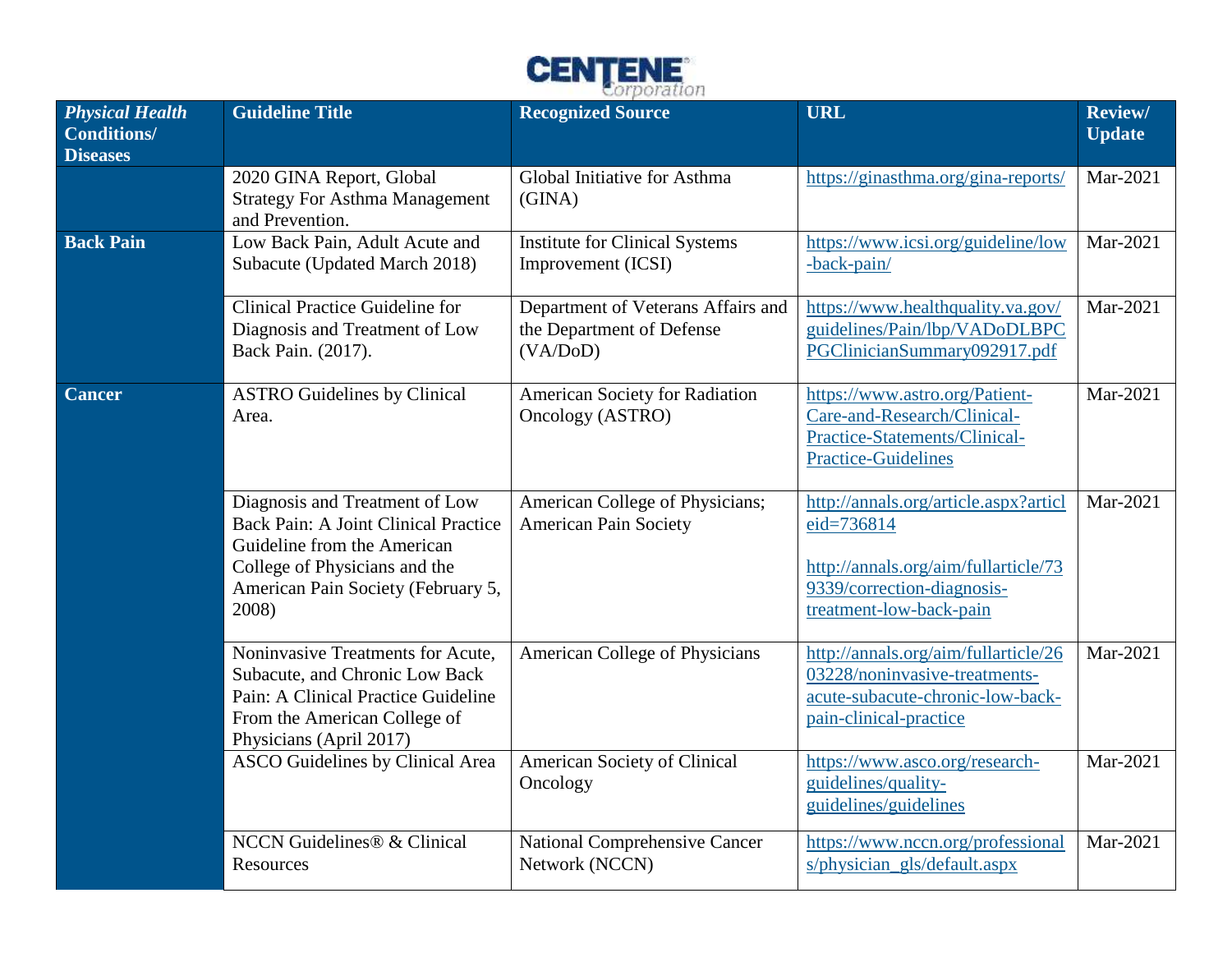| *Physical Health* **Conditions/ Diseases** | Guideline Title | Recognized Source | URL | Review/ Update |
|---|---|---|---|---|
| | 2020 GINA Report, Global Strategy For Asthma Management and Prevention. | Global Initiative for Asthma (GINA) | https://ginasthma.org/gina-reports/ | Mar-2021 |
| **Back Pain** | Low Back Pain, Adult Acute and Subacute (Updated March 2018) | Institute for Clinical Systems Improvement (ICSI) | https://www.icsi.org/guideline/low-back-pain/ | Mar-2021 |
| | Clinical Practice Guideline for Diagnosis and Treatment of Low Back Pain. (2017). | Department of Veterans Affairs and the Department of Defense (VA/DoD) | https://www.healthquality.va.gov/guidelines/Pain/lbp/VADoDLBPCPGClinicianSummary092917.pdf | Mar-2021 |
| **Cancer** | ASTRO Guidelines by Clinical Area. | American Society for Radiation Oncology (ASTRO) | https://www.astro.org/Patient-Care-and-Research/Clinical-Practice-Statements/Clinical-Practice-Guidelines | Mar-2021 |
| | Diagnosis and Treatment of Low Back Pain: A Joint Clinical Practice Guideline from the American College of Physicians and the American Pain Society (February 5, 2008) | American College of Physicians; American Pain Society | http://annals.org/article.aspx?articleid=736814 http://annals.org/aim/fullarticle/739339/correction-diagnosis-treatment-low-back-pain | Mar-2021 |
| | Noninvasive Treatments for Acute, Subacute, and Chronic Low Back Pain: A Clinical Practice Guideline From the American College of Physicians (April 2017) | American College of Physicians | http://annals.org/aim/fullarticle/2603228/noninvasive-treatments-acute-subacute-chronic-low-back-pain-clinical-practice | Mar-2021 |
| | ASCO Guidelines by Clinical Area | American Society of Clinical Oncology | https://www.asco.org/research-guidelines/quality-guidelines/guidelines | Mar-2021 |
| | NCCN Guidelines® & Clinical Resources | National Comprehensive Cancer Network (NCCN) | https://www.nccn.org/professionals/physician_gls/default.aspx | Mar-2021 |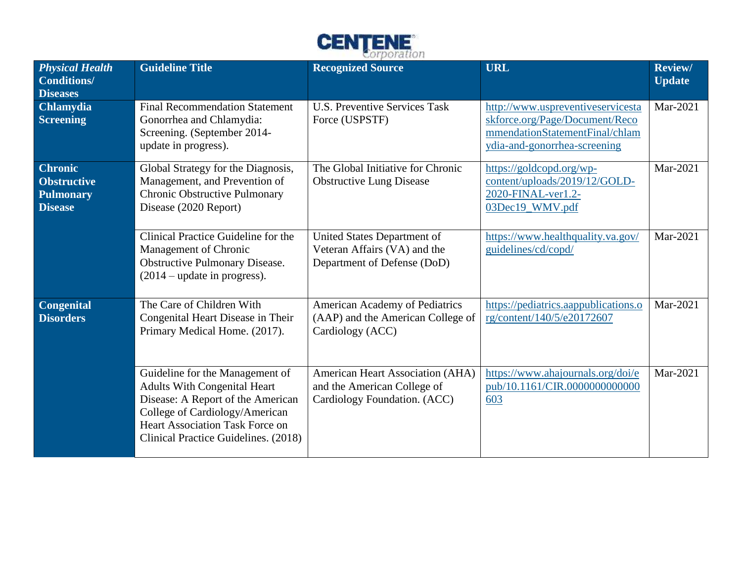| *Physical Health* Conditions/ Diseases | Guideline Title | Recognized Source | URL | Review/ Update |
|---|---|---|---|---|
| **Chlamydia Screening** | Final Recommendation Statement Gonorrhea and Chlamydia: Screening. (September 2014-update in progress). | U.S. Preventive Services Task Force (USPSTF) | http://www.uspreventiveservicestaskforce.org/Page/Document/RecommendationStatementFinal/chlamydia-and-gonorrhea-screening | Mar-2021 |
| **Chronic Obstructive Pulmonary Disease** | Global Strategy for the Diagnosis, Management, and Prevention of Chronic Obstructive Pulmonary Disease (2020 Report) | The Global Initiative for Chronic Obstructive Lung Disease | https://goldcopd.org/wp-content/uploads/2019/12/GOLD-2020-FINAL-ver1.2-03Dec19_WMV.pdf | Mar-2021 |
| | Clinical Practice Guideline for the Management of Chronic Obstructive Pulmonary Disease. (2014 – update in progress). | United States Department of Veteran Affairs (VA) and the Department of Defense (DoD) | https://www.healthquality.va.gov/guidelines/cd/copd/ | Mar-2021 |
| **Congenital Disorders** | The Care of Children With Congenital Heart Disease in Their Primary Medical Home. (2017). | American Academy of Pediatrics (AAP) and the American College of Cardiology (ACC) | https://pediatrics.aappublications.org/content/140/5/e20172607 | Mar-2021 |
| | Guideline for the Management of Adults With Congenital Heart Disease: A Report of the American College of Cardiology/American Heart Association Task Force on Clinical Practice Guidelines. (2018) | American Heart Association (AHA) and the American College of Cardiology Foundation. (ACC) | https://www.ahajournals.org/doi/epub/10.1161/CIR.0000000000000603 | Mar-2021 |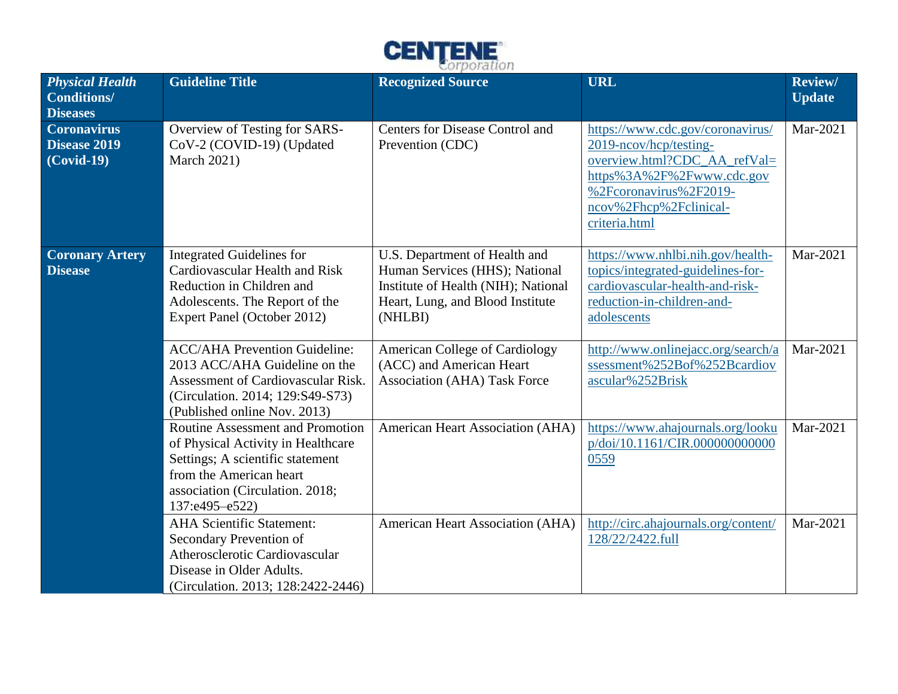| *Physical Health* **Conditions/ Diseases** | **Guideline Title** | **Recognized Source** | **URL** | **Review/ Update** |
|---|---|---|---|---|
| **Coronavirus Disease 2019 (Covid-19)** | Overview of Testing for SARS-CoV-2 (COVID-19) (Updated March 2021) | Centers for Disease Control and Prevention (CDC) | https://www.cdc.gov/coronavirus/2019-ncov/hcp/testing-overview.html?CDC_AA_refVal=https%3A%2F%2Fwww.cdc.gov%2Fcoronavirus%2F2019-ncov%2Fhcp%2Fclinical-criteria.html | Mar-2021 |
| **Coronary Artery Disease** | Integrated Guidelines for Cardiovascular Health and Risk Reduction in Children and Adolescents. The Report of the Expert Panel (October 2012) | U.S. Department of Health and Human Services (HHS); National Institute of Health (NIH); National Heart, Lung, and Blood Institute (NHLBI) | https://www.nhlbi.nih.gov/health-topics/integrated-guidelines-for-cardiovascular-health-and-risk-reduction-in-children-and-adolescents | Mar-2021 |
| | ACC/AHA Prevention Guideline: 2013 ACC/AHA Guideline on the Assessment of Cardiovascular Risk. (Circulation. 2014; 129:S49-S73) (Published online Nov. 2013) | American College of Cardiology (ACC) and American Heart Association (AHA) Task Force | http://www.onlinejacc.org/search/assessment%252Bof%252Bcardiovascular%252Brisk | Mar-2021 |
| | Routine Assessment and Promotion of Physical Activity in Healthcare Settings; A scientific statement from the American heart association (Circulation. 2018; 137:e495–e522) | American Heart Association (AHA) | https://www.ahajournals.org/lookup/doi/10.1161/CIR.0000000000000559 | Mar-2021 |
| | AHA Scientific Statement: Secondary Prevention of Atherosclerotic Cardiovascular Disease in Older Adults. (Circulation. 2013; 128:2422-2446) | American Heart Association (AHA) | http://circ.ahajournals.org/content/128/22/2422.full | Mar-2021 |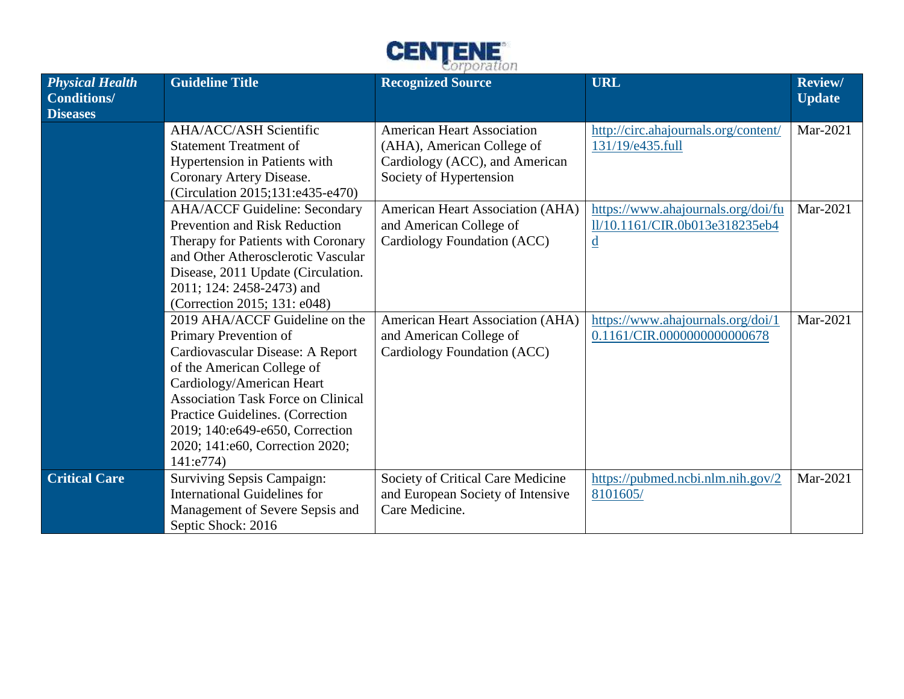| *Physical Health* Conditions/ Diseases | Guideline Title | Recognized Source | URL | Review/ Update |
|---|---|---|---|---|
| | AHA/ACC/ASH Scientific Statement Treatment of Hypertension in Patients with Coronary Artery Disease. (Circulation 2015;131:e435-e470) | American Heart Association (AHA), American College of Cardiology (ACC), and American Society of Hypertension | http://circ.ahajournals.org/content/131/19/e435.full | Mar-2021 |
| | AHA/ACCF Guideline: Secondary Prevention and Risk Reduction Therapy for Patients with Coronary and Other Atherosclerotic Vascular Disease, 2011 Update (Circulation. 2011; 124: 2458-2473) and (Correction 2015; 131: e048) | American Heart Association (AHA) and American College of Cardiology Foundation (ACC) | https://www.ahajournals.org/doi/full/10.1161/CIR.0b013e318235eb4d | Mar-2021 |
| | 2019 AHA/ACCF Guideline on the Primary Prevention of Cardiovascular Disease: A Report of the American College of Cardiology/American Heart Association Task Force on Clinical Practice Guidelines. (Correction 2019; 140:e649-e650, Correction 2020; 141:e60, Correction 2020; 141:e774) | American Heart Association (AHA) and American College of Cardiology Foundation (ACC) | https://www.ahajournals.org/doi/10.1161/CIR.0000000000000678 | Mar-2021 |
| **Critical Care** | Surviving Sepsis Campaign: International Guidelines for Management of Severe Sepsis and Septic Shock: 2016 | Society of Critical Care Medicine and European Society of Intensive Care Medicine. | https://pubmed.ncbi.nlm.nih.gov/28101605/ | Mar-2021 |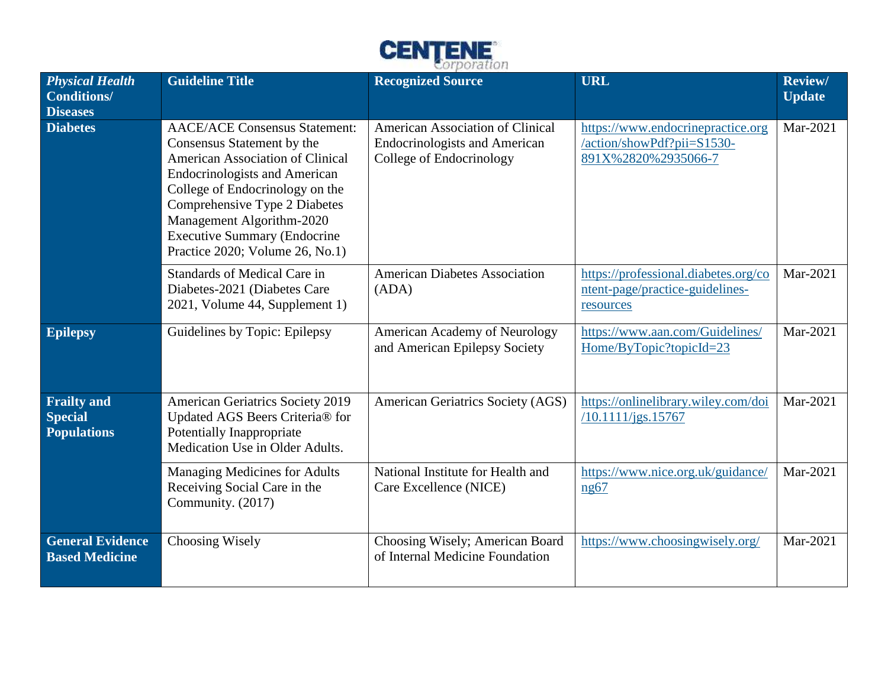| *Physical Health* Conditions/ Diseases | Guideline Title | Recognized Source | URL | Review/ Update |
|---|---|---|---|---|
| **Diabetes** | AACE/ACE Consensus Statement: Consensus Statement by the American Association of Clinical Endocrinologists and American College of Endocrinology on the Comprehensive Type 2 Diabetes Management Algorithm-2020 Executive Summary (Endocrine Practice 2020; Volume 26, No.1) | American Association of Clinical Endocrinologists and American College of Endocrinology | https://www.endocrinepractice.org/action/showPdf?pii=S1530-891X%2820%2935066-7 | Mar-2021 |
| | Standards of Medical Care in Diabetes-2021 (Diabetes Care 2021, Volume 44, Supplement 1) | American Diabetes Association (ADA) | https://professional.diabetes.org/content-page/practice-guidelines-resources | Mar-2021 |
| **Epilepsy** | Guidelines by Topic: Epilepsy | American Academy of Neurology and American Epilepsy Society | https://www.aan.com/Guidelines/Home/ByTopic?topicId=23 | Mar-2021 |
| **Frailty and Special Populations** | American Geriatrics Society 2019 Updated AGS Beers Criteria® for Potentially Inappropriate Medication Use in Older Adults. | American Geriatrics Society (AGS) | https://onlinelibrary.wiley.com/doi/10.1111/jgs.15767 | Mar-2021 |
| | Managing Medicines for Adults Receiving Social Care in the Community. (2017) | National Institute for Health and Care Excellence (NICE) | https://www.nice.org.uk/guidance/ng67 | Mar-2021 |
| **General Evidence Based Medicine** | Choosing Wisely | Choosing Wisely; American Board of Internal Medicine Foundation | https://www.choosingwisely.org/ | Mar-2021 |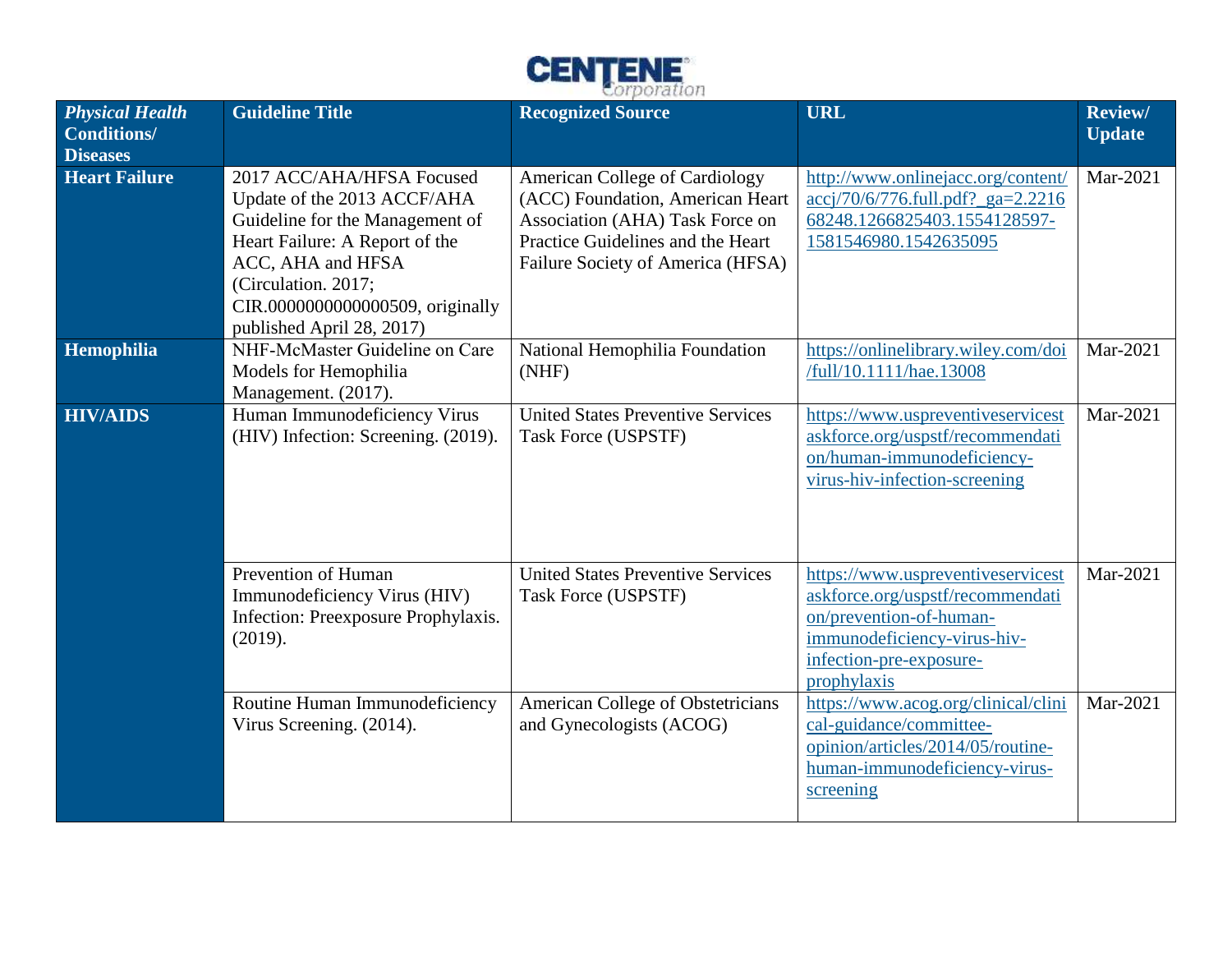| *Physical Health* **Conditions/ Diseases** | Guideline Title | Recognized Source | URL | Review/ Update |
|---|---|---|---|---|
| **Heart Failure** | 2017 ACC/AHA/HFSA Focused Update of the 2013 ACCF/AHA Guideline for the Management of Heart Failure: A Report of the ACC, AHA and HFSA (Circulation. 2017; CIR.0000000000000509, originally published April 28, 2017) | American College of Cardiology (ACC) Foundation, American Heart Association (AHA) Task Force on Practice Guidelines and the Heart Failure Society of America (HFSA) | http://www.onlinejacc.org/content/accj/70/6/776.full.pdf?_ga=2.221668248.1266825403.1554128597-1581546980.1542635095 | Mar-2021 |
| **Hemophilia** | NHF-McMaster Guideline on Care Models for Hemophilia Management. (2017). | National Hemophilia Foundation (NHF) | https://onlinelibrary.wiley.com/doi/full/10.1111/hae.13008 | Mar-2021 |
| **HIV/AIDS** | Human Immunodeficiency Virus (HIV) Infection: Screening. (2019). | United States Preventive Services Task Force (USPSTF) | https://www.uspreventiveservicestaskforce.org/uspstf/recommendation/human-immunodeficiency-virus-hiv-infection-screening | Mar-2021 |
| | Prevention of Human Immunodeficiency Virus (HIV) Infection: Preexposure Prophylaxis. (2019). | United States Preventive Services Task Force (USPSTF) | https://www.uspreventiveservicestaskforce.org/uspstf/recommendation/prevention-of-human-immunodeficiency-virus-hiv-infection-pre-exposure-prophylaxis | Mar-2021 |
| | Routine Human Immunodeficiency Virus Screening. (2014). | American College of Obstetricians and Gynecologists (ACOG) | https://www.acog.org/clinical/clinical-guidance/committee-opinion/articles/2014/05/routine-human-immunodeficiency-virus-screening | Mar-2021 |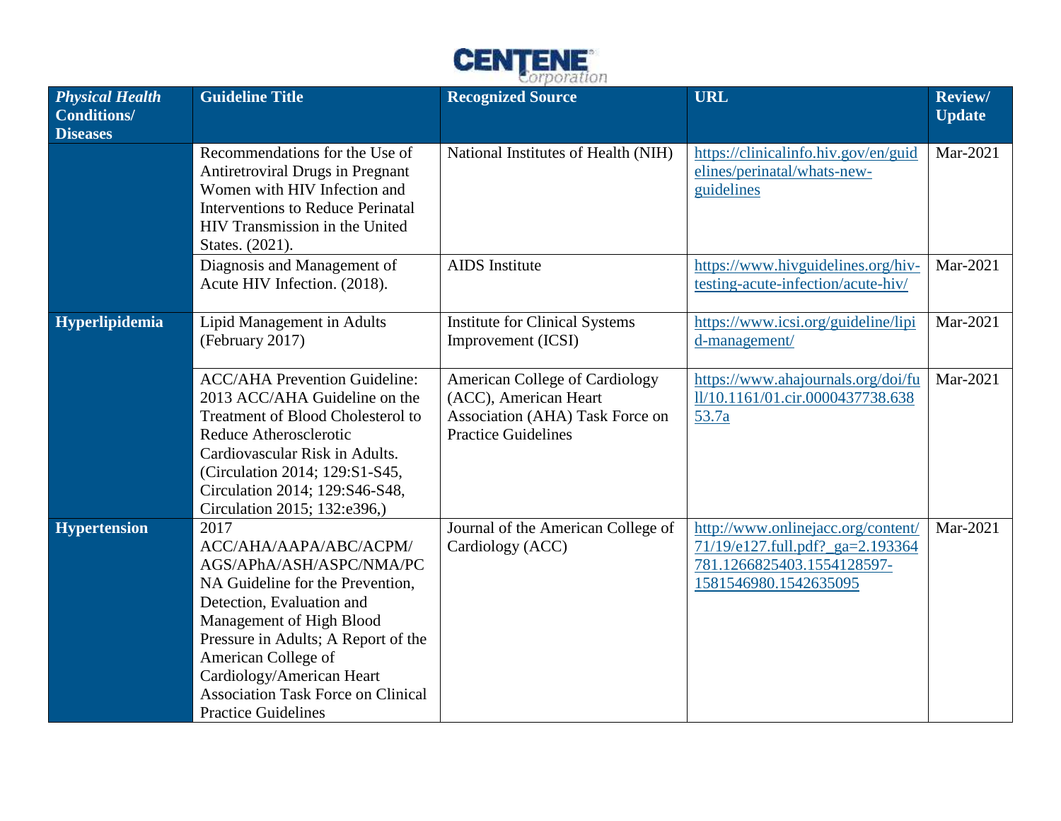| *Physical Health* **Conditions/ Diseases** | **Guideline Title** | **Recognized Source** | **URL** | **Review/ Update** |
|---|---|---|---|---|
| | Recommendations for the Use of Antiretroviral Drugs in Pregnant Women with HIV Infection and Interventions to Reduce Perinatal HIV Transmission in the United States. (2021). | National Institutes of Health (NIH) | https://clinicalinfo.hiv.gov/en/guidelines/perinatal/whats-new-guidelines | Mar-2021 |
| | Diagnosis and Management of Acute HIV Infection. (2018). | AIDS Institute | https://www.hivguidelines.org/hiv-testing-acute-infection/acute-hiv/ | Mar-2021 |
| **Hyperlipidemia** | Lipid Management in Adults (February 2017) | Institute for Clinical Systems Improvement (ICSI) | https://www.icsi.org/guideline/lipid-management/ | Mar-2021 |
| | ACC/AHA Prevention Guideline: 2013 ACC/AHA Guideline on the Treatment of Blood Cholesterol to Reduce Atherosclerotic Cardiovascular Risk in Adults. (Circulation 2014; 129:S1-S45, Circulation 2014; 129:S46-S48, Circulation 2015; 132:e396,) | American College of Cardiology (ACC), American Heart Association (AHA) Task Force on Practice Guidelines | https://www.ahajournals.org/doi/full/10.1161/01.cir.0000437738.63853.7a | Mar-2021 |
| **Hypertension** | 2017 ACC/AHA/AAPA/ABC/ACPM/AGS/APhA/ASH/ASPC/NMA/PCNA Guideline for the Prevention, Detection, Evaluation and Management of High Blood Pressure in Adults; A Report of the American College of Cardiology/American Heart Association Task Force on Clinical Practice Guidelines | Journal of the American College of Cardiology (ACC) | http://www.onlinejacc.org/content/71/19/e127.full.pdf?_ga=2.193364781.1266825403.1554128597-1581546980.1542635095 | Mar-2021 |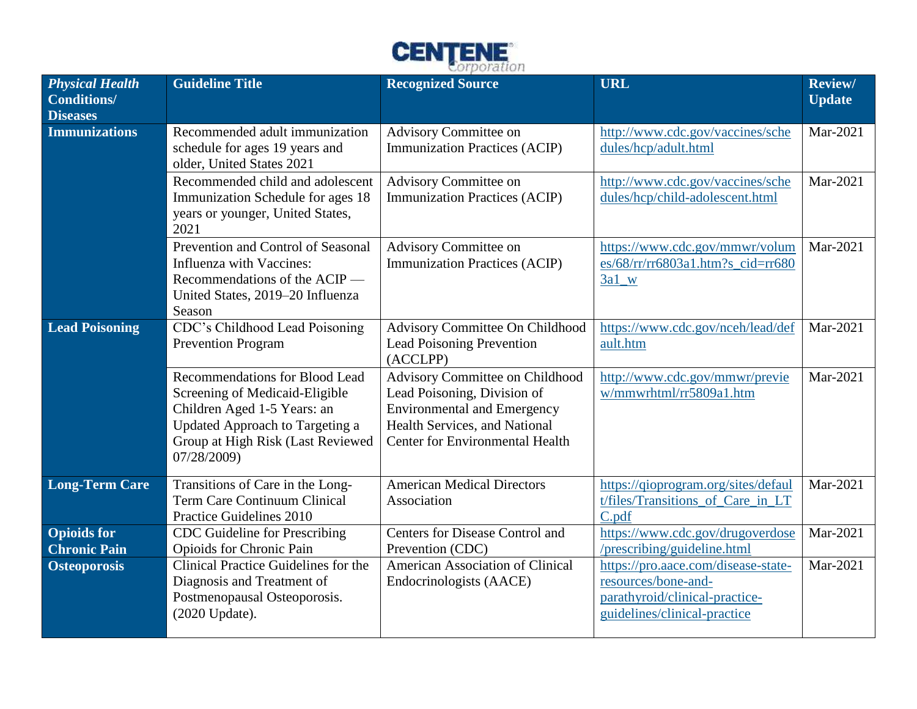| *Physical Health* Conditions/ Diseases | Guideline Title | Recognized Source | URL | Review/ Update |
|---|---|---|---|---|
| **Immunizations** | Recommended adult immunization schedule for ages 19 years and older, United States 2021 | Advisory Committee on Immunization Practices (ACIP) | http://www.cdc.gov/vaccines/schedules/hcp/adult.html | Mar-2021 |
| | Recommended child and adolescent Immunization Schedule for ages 18 years or younger, United States, 2021 | Advisory Committee on Immunization Practices (ACIP) | http://www.cdc.gov/vaccines/schedules/hcp/child-adolescent.html | Mar-2021 |
| | Prevention and Control of Seasonal Influenza with Vaccines: Recommendations of the ACIP — United States, 2019–20 Influenza Season | Advisory Committee on Immunization Practices (ACIP) | https://www.cdc.gov/mmwr/volumes/68/rr/rr6803a1.htm?s_cid=rr6803a1_w | Mar-2021 |
| **Lead Poisoning** | CDC's Childhood Lead Poisoning Prevention Program | Advisory Committee On Childhood Lead Poisoning Prevention (ACCLPP) | https://www.cdc.gov/nceh/lead/default.htm | Mar-2021 |
| | Recommendations for Blood Lead Screening of Medicaid-Eligible Children Aged 1-5 Years: an Updated Approach to Targeting a Group at High Risk (Last Reviewed 07/28/2009) | Advisory Committee on Childhood Lead Poisoning, Division of Environmental and Emergency Health Services, and National Center for Environmental Health | http://www.cdc.gov/mmwr/preview/mmwrhtml/rr5809a1.htm | Mar-2021 |
| **Long-Term Care** | Transitions of Care in the Long-Term Care Continuum Clinical Practice Guidelines 2010 | American Medical Directors Association | https://qioprogram.org/sites/default/files/Transitions_of_Care_in_LTC.pdf | Mar-2021 |
| **Opioids for Chronic Pain** | CDC Guideline for Prescribing Opioids for Chronic Pain | Centers for Disease Control and Prevention (CDC) | https://www.cdc.gov/drugoverdose/prescribing/guideline.html | Mar-2021 |
| **Osteoporosis** | Clinical Practice Guidelines for the Diagnosis and Treatment of Postmenopausal Osteoporosis. (2020 Update). | American Association of Clinical Endocrinologists (AACE) | https://pro.aace.com/disease-state-resources/bone-and-parathyroid/clinical-practice-guidelines/clinical-practice | Mar-2021 |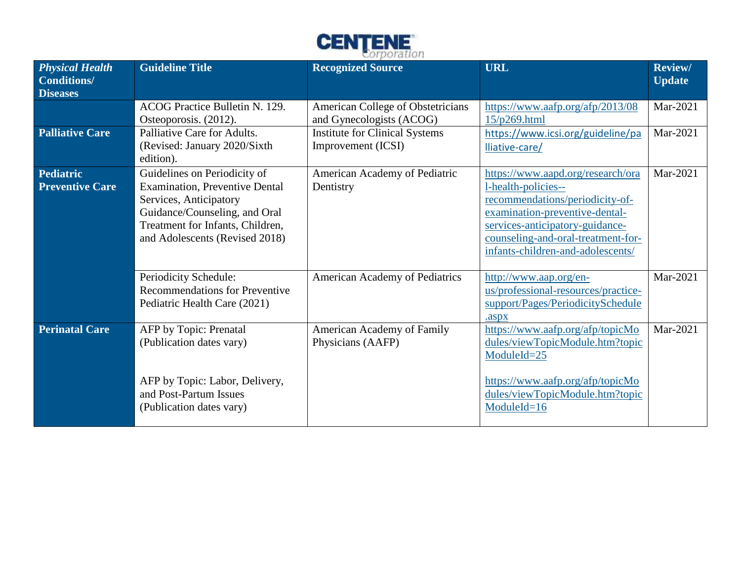| *Physical Health* **Conditions/ Diseases** | **Guideline Title** | **Recognized Source** | **URL** | **Review/ Update** |
|---|---|---|---|---|
| | ACOG Practice Bulletin N. 129. Osteoporosis. (2012). | American College of Obstetricians and Gynecologists (ACOG) | https://www.aafp.org/afp/2013/0815/p269.html | Mar-2021 |
| **Palliative Care** | Palliative Care for Adults. (Revised: January 2020/Sixth edition). | Institute for Clinical Systems Improvement (ICSI) | https://www.icsi.org/guideline/palliative-care/ | Mar-2021 |
| **Pediatric Preventive Care** | Guidelines on Periodicity of Examination, Preventive Dental Services, Anticipatory Guidance/Counseling, and Oral Treatment for Infants, Children, and Adolescents (Revised 2018) | American Academy of Pediatric Dentistry | https://www.aapd.org/research/oral-health-policies--recommendations/periodicity-of-examination-preventive-dental-services-anticipatory-guidance-counseling-and-oral-treatment-for-infants-children-and-adolescents/ | Mar-2021 |
| | Periodicity Schedule: Recommendations for Preventive Pediatric Health Care (2021) | American Academy of Pediatrics | http://www.aap.org/en-us/professional-resources/practice-support/Pages/PeriodicitySchedule.aspx | Mar-2021 |
| **Perinatal Care** | AFP by Topic: Prenatal (Publication dates vary)<br><br>AFP by Topic: Labor, Delivery, and Post-Partum Issues (Publication dates vary) | American Academy of Family Physicians (AAFP) | https://www.aafp.org/afp/topicModules/viewTopicModule.htm?topicModuleId=25<br><br>https://www.aafp.org/afp/topicModules/viewTopicModule.htm?topicModuleId=16 | Mar-2021 |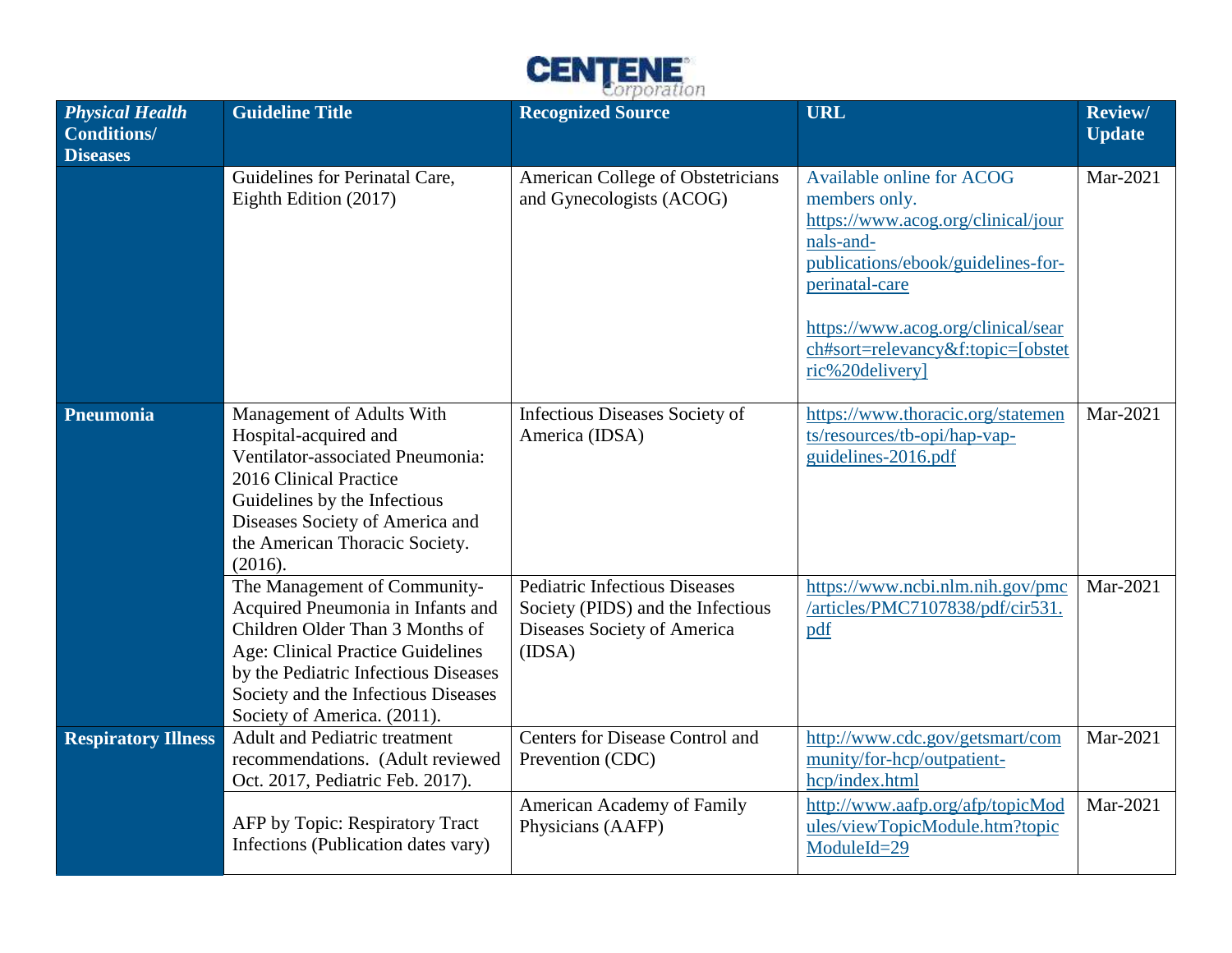| *Physical Health* Conditions/ Diseases | Guideline Title | Recognized Source | URL | Review/ Update |
|---|---|---|---|---|
| | Guidelines for Perinatal Care, Eighth Edition (2017) | American College of Obstetricians and Gynecologists (ACOG) | Available online for ACOG members only. https://www.acog.org/clinical/journals-and-publications/ebook/guidelines-for-perinatal-care <br><br> https://www.acog.org/clinical/search#sort=relevancy&f:topic=[obstetric%20delivery] | Mar-2021 |
| **Pneumonia** | Management of Adults With Hospital-acquired and Ventilator-associated Pneumonia: 2016 Clinical Practice Guidelines by the Infectious Diseases Society of America and the American Thoracic Society. (2016). | Infectious Diseases Society of America (IDSA) | https://www.thoracic.org/statements/resources/tb-opi/hap-vap-guidelines-2016.pdf | Mar-2021 |
| | The Management of Community-Acquired Pneumonia in Infants and Children Older Than 3 Months of Age: Clinical Practice Guidelines by the Pediatric Infectious Diseases Society and the Infectious Diseases Society of America. (2011). | Pediatric Infectious Diseases Society (PIDS) and the Infectious Diseases Society of America (IDSA) | https://www.ncbi.nlm.nih.gov/pmc/articles/PMC7107838/pdf/cir531.pdf | Mar-2021 |
| **Respiratory Illness** | Adult and Pediatric treatment recommendations. (Adult reviewed Oct. 2017, Pediatric Feb. 2017). | Centers for Disease Control and Prevention (CDC) | http://www.cdc.gov/getsmart/community/for-hcp/outpatient-hcp/index.html | Mar-2021 |
| | AFP by Topic: Respiratory Tract Infections (Publication dates vary) | American Academy of Family Physicians (AAFP) | http://www.aafp.org/afp/topicModules/viewTopicModule.htm?topicModuleId=29 | Mar-2021 |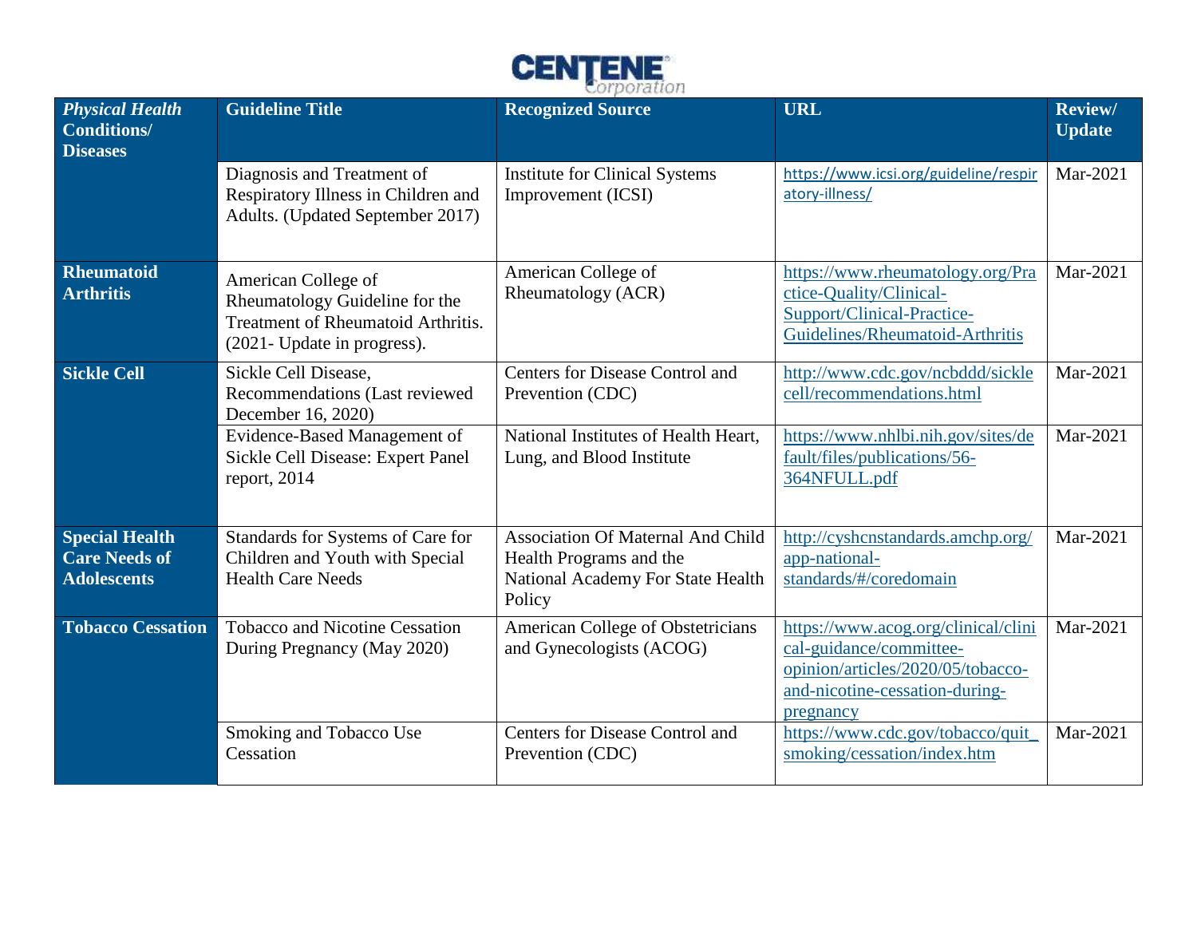| *Physical Health* Conditions/ Diseases | Guideline Title | Recognized Source | URL | Review/ Update |
|---|---|---|---|---|
| | Diagnosis and Treatment of Respiratory Illness in Children and Adults. (Updated September 2017) | Institute for Clinical Systems Improvement (ICSI) | https://www.icsi.org/guideline/respiratory-illness/ | Mar-2021 |
| **Rheumatoid Arthritis** | American College of Rheumatology Guideline for the Treatment of Rheumatoid Arthritis. (2021- Update in progress). | American College of Rheumatology (ACR) | https://www.rheumatology.org/Practice-Quality/Clinical-Support/Clinical-Practice-Guidelines/Rheumatoid-Arthritis | Mar-2021 |
| **Sickle Cell** | Sickle Cell Disease, Recommendations (Last reviewed December 16, 2020) | Centers for Disease Control and Prevention (CDC) | http://www.cdc.gov/ncbddd/sicklecell/recommendations.html | Mar-2021 |
| | Evidence-Based Management of Sickle Cell Disease: Expert Panel report, 2014 | National Institutes of Health Heart, Lung, and Blood Institute | https://www.nhlbi.nih.gov/sites/default/files/publications/56-364NFULL.pdf | Mar-2021 |
| **Special Health Care Needs of Adolescents** | Standards for Systems of Care for Children and Youth with Special Health Care Needs | Association Of Maternal And Child Health Programs and the National Academy For State Health Policy | http://cyshcnstandards.amchp.org/app-national-standards/#/coredomain | Mar-2021 |
| **Tobacco Cessation** | Tobacco and Nicotine Cessation During Pregnancy (May 2020) | American College of Obstetricians and Gynecologists (ACOG) | https://www.acog.org/clinical/clinical-guidance/committee-opinion/articles/2020/05/tobacco-and-nicotine-cessation-during-pregnancy | Mar-2021 |
| | Smoking and Tobacco Use Cessation | Centers for Disease Control and Prevention (CDC) | https://www.cdc.gov/tobacco/quit_smoking/cessation/index.htm | Mar-2021 |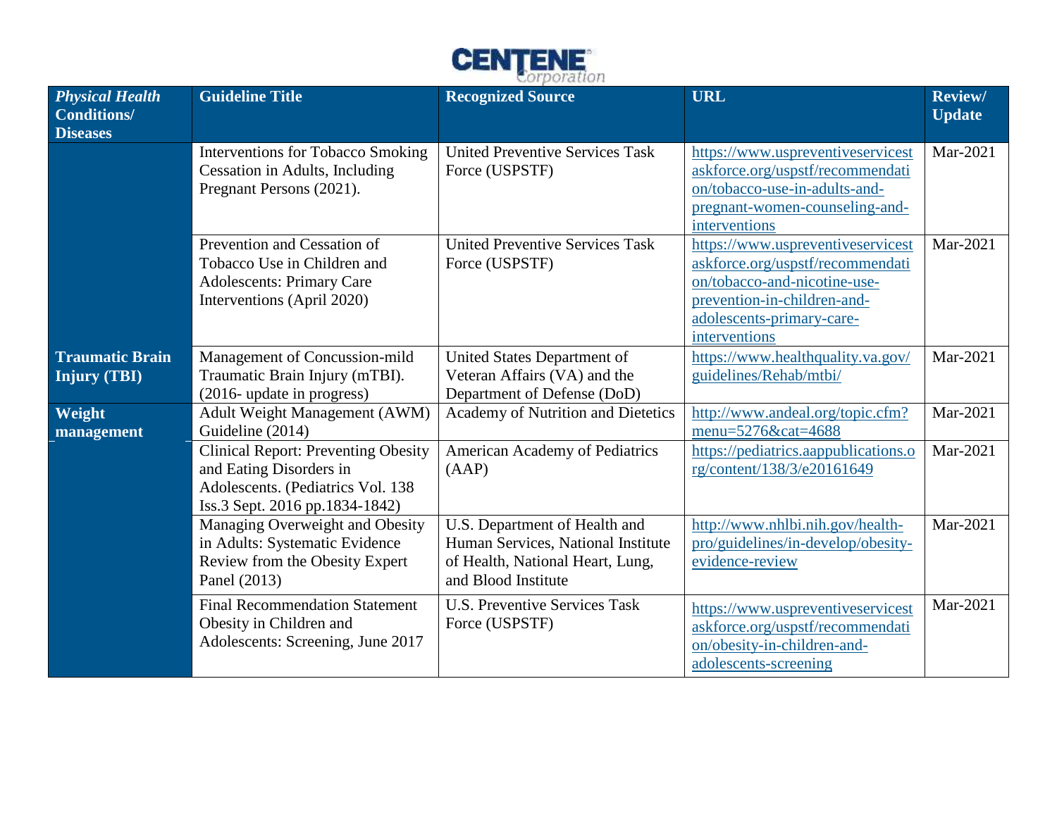| *Physical Health* **Conditions/ Diseases** | **Guideline Title** | **Recognized Source** | **URL** | **Review/ Update** |
|---|---|---|---|---|
| | Interventions for Tobacco Smoking Cessation in Adults, Including Pregnant Persons (2021). | United Preventive Services Task Force (USPSTF) | https://www.uspreventiveservicestaskforce.org/uspstf/recommendation/tobacco-use-in-adults-and-pregnant-women-counseling-and-interventions | Mar-2021 |
| | Prevention and Cessation of Tobacco Use in Children and Adolescents: Primary Care Interventions (April 2020) | United Preventive Services Task Force (USPSTF) | https://www.uspreventiveservicestaskforce.org/uspstf/recommendation/tobacco-and-nicotine-use-prevention-in-children-and-adolescents-primary-care-interventions | Mar-2021 |
| **Traumatic Brain Injury (TBI)** | Management of Concussion-mild Traumatic Brain Injury (mTBI). (2016- update in progress) | United States Department of Veteran Affairs (VA) and the Department of Defense (DoD) | https://www.healthquality.va.gov/guidelines/Rehab/mtbi/ | Mar-2021 |
| **Weight management** | Adult Weight Management (AWM) Guideline (2014) | Academy of Nutrition and Dietetics | http://www.andeal.org/topic.cfm?menu=5276&cat=4688 | Mar-2021 |
| | Clinical Report: Preventing Obesity and Eating Disorders in Adolescents. (Pediatrics Vol. 138 Iss.3 Sept. 2016 pp.1834-1842) | American Academy of Pediatrics (AAP) | https://pediatrics.aappublications.org/content/138/3/e20161649 | Mar-2021 |
| | Managing Overweight and Obesity in Adults: Systematic Evidence Review from the Obesity Expert Panel (2013) | U.S. Department of Health and Human Services, National Institute of Health, National Heart, Lung, and Blood Institute | http://www.nhlbi.nih.gov/health-pro/guidelines/in-develop/obesity-evidence-review | Mar-2021 |
| | Final Recommendation Statement Obesity in Children and Adolescents: Screening, June 2017 | U.S. Preventive Services Task Force (USPSTF) | https://www.uspreventiveservicestaskforce.org/uspstf/recommendation/obesity-in-children-and-adolescents-screening | Mar-2021 |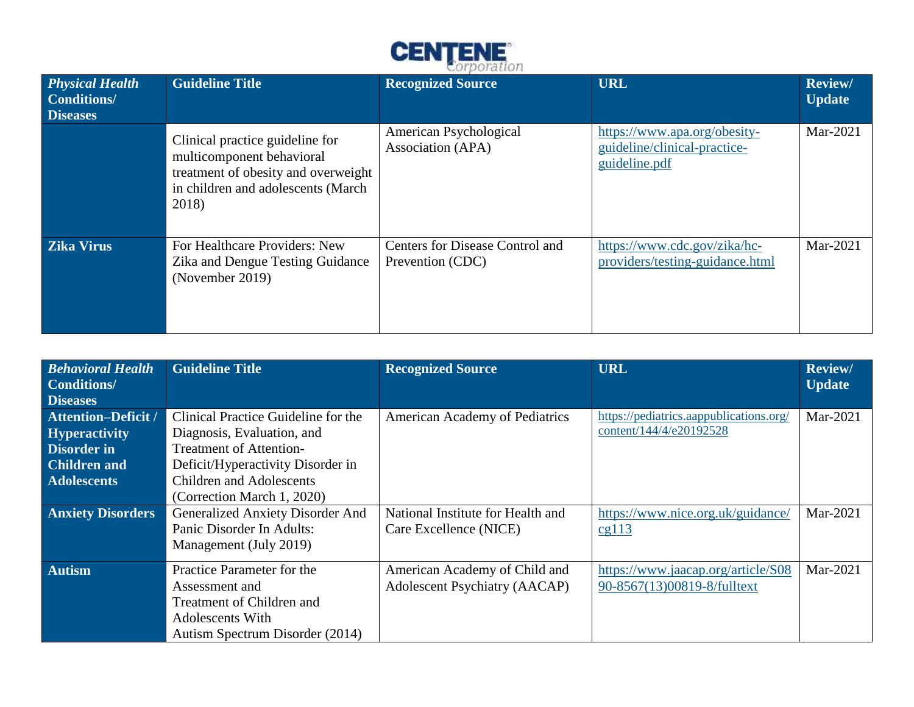| *Physical Health* **Conditions/ Diseases** | **Guideline Title** | **Recognized Source** | **URL** | **Review/ Update** |
|---|---|---|---|---|
| | Clinical practice guideline for multicomponent behavioral treatment of obesity and overweight in children and adolescents (March 2018) | American Psychological Association (APA) | https://www.apa.org/obesity-guideline/clinical-practice-guideline.pdf | Mar-2021 |
| **Zika Virus** | For Healthcare Providers: New Zika and Dengue Testing Guidance (November 2019) | Centers for Disease Control and Prevention (CDC) | https://www.cdc.gov/zika/hc-providers/testing-guidance.html | Mar-2021 |

| *Behavioral Health* **Conditions/ Diseases** | **Guideline Title** | **Recognized Source** | **URL** | **Review/ Update** |
|---|---|---|---|---|
| **Attention–Deficit / Hyperactivity Disorder in Children and Adolescents** | Clinical Practice Guideline for the Diagnosis, Evaluation, and Treatment of Attention-Deficit/Hyperactivity Disorder in Children and Adolescents (Correction March 1, 2020) | American Academy of Pediatrics | https://pediatrics.aappublications.org/content/144/4/e20192528 | Mar-2021 |
| **Anxiety Disorders** | Generalized Anxiety Disorder And Panic Disorder In Adults: Management (July 2019) | National Institute for Health and Care Excellence (NICE) | https://www.nice.org.uk/guidance/cg113 | Mar-2021 |
| **Autism** | Practice Parameter for the Assessment and Treatment of Children and Adolescents With Autism Spectrum Disorder (2014) | American Academy of Child and Adolescent Psychiatry (AACAP) | https://www.jaacap.org/article/S0890-8567(13)00819-8/fulltext | Mar-2021 |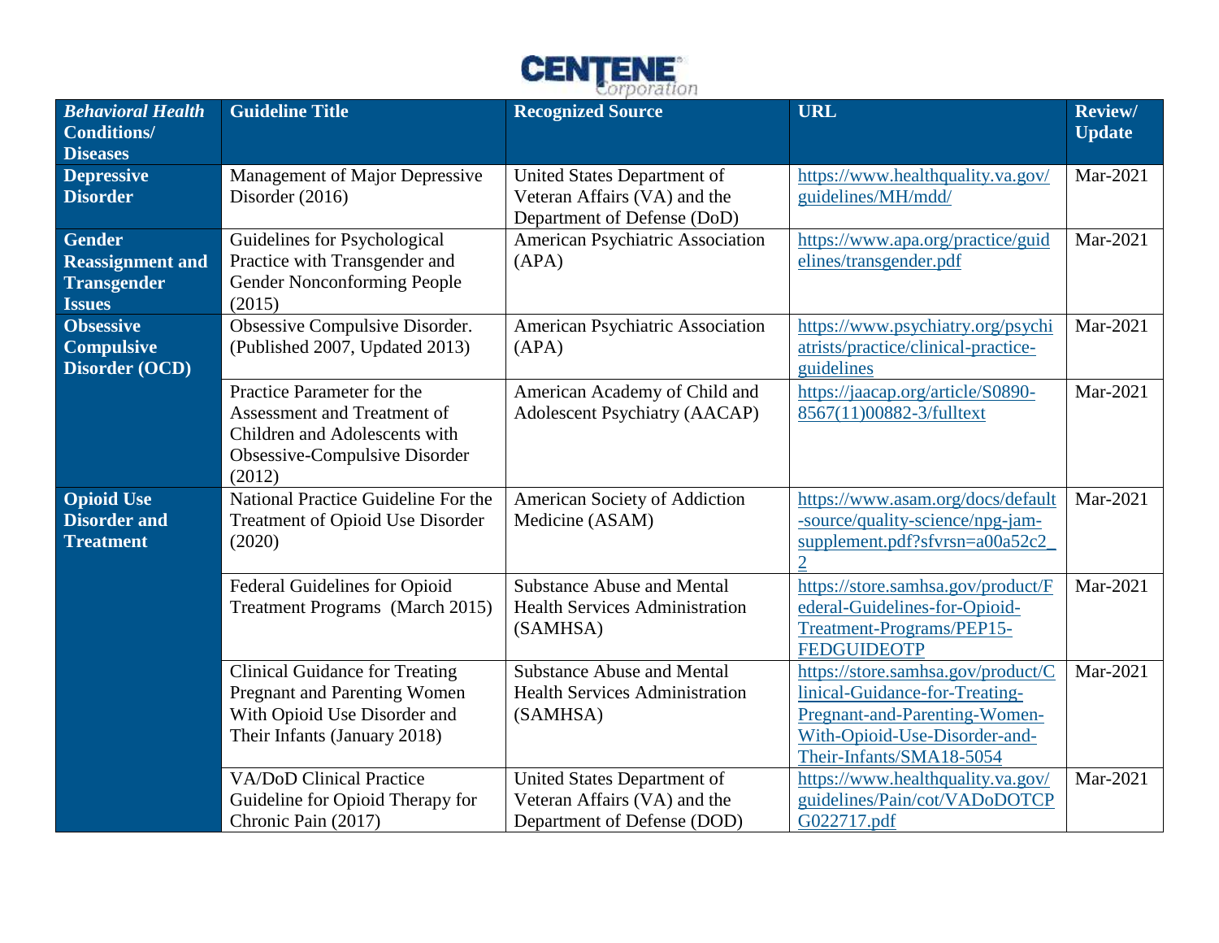| *Behavioral Health* **Conditions/ Diseases** | **Guideline Title** | **Recognized Source** | **URL** | **Review/ Update** |
|---|---|---|---|---|
| **Depressive Disorder** | Management of Major Depressive Disorder (2016) | United States Department of Veteran Affairs (VA) and the Department of Defense (DoD) | https://www.healthquality.va.gov/guidelines/MH/mdd/ | Mar-2021 |
| **Gender Reassignment and Transgender Issues** | Guidelines for Psychological Practice with Transgender and Gender Nonconforming People (2015) | American Psychiatric Association (APA) | https://www.apa.org/practice/guidelines/transgender.pdf | Mar-2021 |
| **Obsessive Compulsive Disorder (OCD)** | Obsessive Compulsive Disorder. (Published 2007, Updated 2013) | American Psychiatric Association (APA) | https://www.psychiatry.org/psychiatrists/practice/clinical-practice-guidelines | Mar-2021 |
| | Practice Parameter for the Assessment and Treatment of Children and Adolescents with Obsessive-Compulsive Disorder (2012) | American Academy of Child and Adolescent Psychiatry (AACAP) | https://jaacap.org/article/S0890-8567(11)00882-3/fulltext | Mar-2021 |
| **Opioid Use Disorder and Treatment** | National Practice Guideline For the Treatment of Opioid Use Disorder (2020) | American Society of Addiction Medicine (ASAM) | https://www.asam.org/docs/default-source/quality-science/npg-jam-supplement.pdf?sfvrsn=a00a52c2_2 | Mar-2021 |
| | Federal Guidelines for Opioid Treatment Programs (March 2015) | Substance Abuse and Mental Health Services Administration (SAMHSA) | https://store.samhsa.gov/product/Federal-Guidelines-for-Opioid-Treatment-Programs/PEP15-FEDGUIDEOTP | Mar-2021 |
| | Clinical Guidance for Treating Pregnant and Parenting Women With Opioid Use Disorder and Their Infants (January 2018) | Substance Abuse and Mental Health Services Administration (SAMHSA) | https://store.samhsa.gov/product/Clinical-Guidance-for-Treating-Pregnant-and-Parenting-Women-With-Opioid-Use-Disorder-and-Their-Infants/SMA18-5054 | Mar-2021 |
| | VA/DoD Clinical Practice Guideline for Opioid Therapy for Chronic Pain (2017) | United States Department of Veteran Affairs (VA) and the Department of Defense (DOD) | https://www.healthquality.va.gov/guidelines/Pain/cot/VADoDOTCPG022717.pdf | Mar-2021 |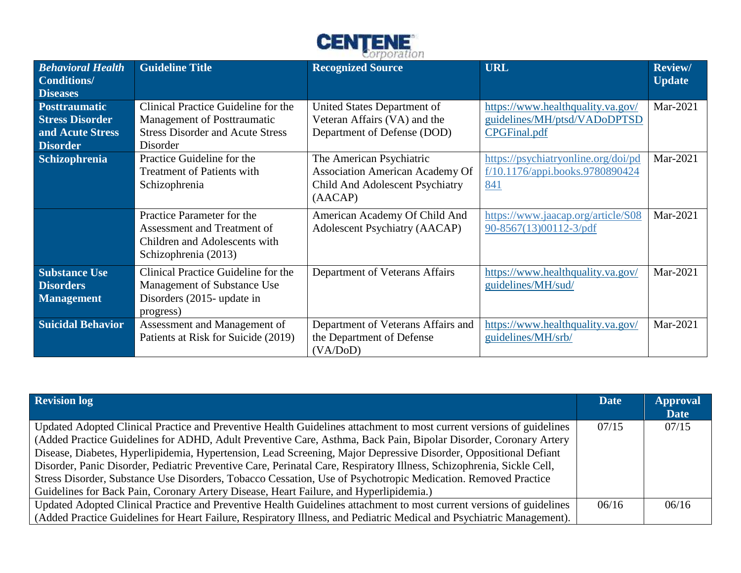| *Behavioral Health* **Conditions/ Diseases** | **Guideline Title** | **Recognized Source** | **URL** | **Review/ Update** |
|---|---|---|---|---|
| **Posttraumatic Stress Disorder and Acute Stress Disorder** | Clinical Practice Guideline for the Management of Posttraumatic Stress Disorder and Acute Stress Disorder | United States Department of Veteran Affairs (VA) and the Department of Defense (DOD) | https://www.healthquality.va.gov/guidelines/MH/ptsd/VADoDPTSDCPGFinal.pdf | Mar-2021 |
| **Schizophrenia** | Practice Guideline for the Treatment of Patients with Schizophrenia | The American Psychiatric Association American Academy Of Child And Adolescent Psychiatry (AACAP) | https://psychiatryonline.org/doi/pdf/10.1176/appi.books.9780890424841 | Mar-2021 |
| | Practice Parameter for the Assessment and Treatment of Children and Adolescents with Schizophrenia (2013) | American Academy Of Child And Adolescent Psychiatry (AACAP) | https://www.jaacap.org/article/S0890-8567(13)00112-3/pdf | Mar-2021 |
| **Substance Use Disorders Management** | Clinical Practice Guideline for the Management of Substance Use Disorders (2015- update in progress) | Department of Veterans Affairs | https://www.healthquality.va.gov/guidelines/MH/sud/ | Mar-2021 |
| **Suicidal Behavior** | Assessment and Management of Patients at Risk for Suicide (2019) | Department of Veterans Affairs and the Department of Defense (VA/DoD) | https://www.healthquality.va.gov/guidelines/MH/srb/ | Mar-2021 |

| **Revision log** | **Date** | **Approval Date** |
|---|---|---|
| Updated Adopted Clinical Practice and Preventive Health Guidelines attachment to most current versions of guidelines (Added Practice Guidelines for ADHD, Adult Preventive Care, Asthma, Back Pain, Bipolar Disorder, Coronary Artery Disease, Diabetes, Hyperlipidemia, Hypertension, Lead Screening, Major Depressive Disorder, Oppositional Defiant Disorder, Panic Disorder, Pediatric Preventive Care, Perinatal Care, Respiratory Illness, Schizophrenia, Sickle Cell, Stress Disorder, Substance Use Disorders, Tobacco Cessation, Use of Psychotropic Medication. Removed Practice Guidelines for Back Pain, Coronary Artery Disease, Heart Failure, and Hyperlipidemia.) | 07/15 | 07/15 |
| Updated Adopted Clinical Practice and Preventive Health Guidelines attachment to most current versions of guidelines (Added Practice Guidelines for Heart Failure, Respiratory Illness, and Pediatric Medical and Psychiatric Management). | 06/16 | 06/16 |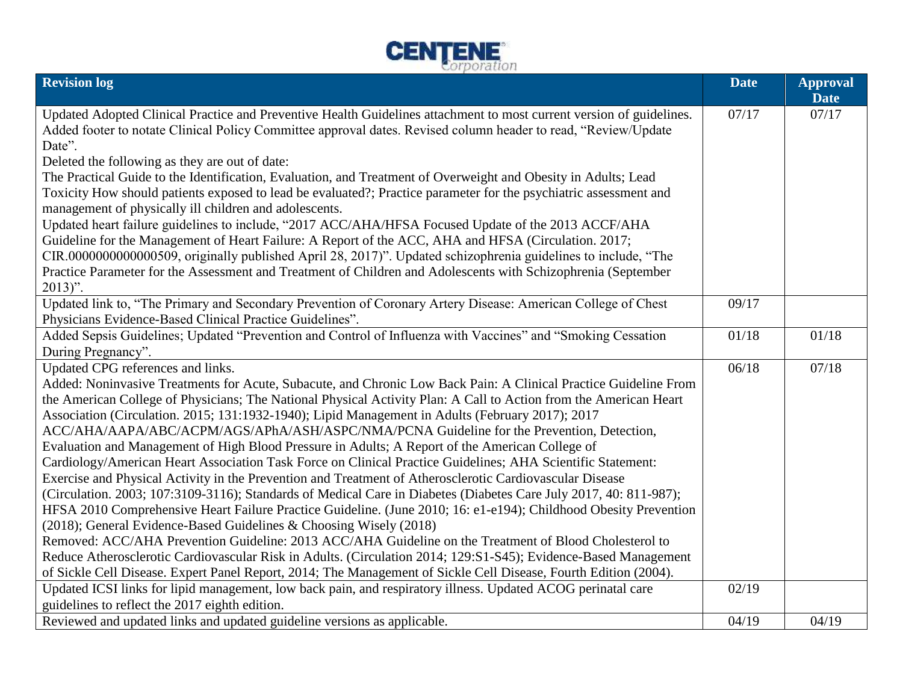| Revision log | Date | Approval Date |
|---|---|---|
| Updated Adopted Clinical Practice and Preventive Health Guidelines attachment to most current version of guidelines. Added footer to notate Clinical Policy Committee approval dates. Revised column header to read, "Review/Update Date".<br>Deleted the following as they are out of date:<br>The Practical Guide to the Identification, Evaluation, and Treatment of Overweight and Obesity in Adults; Lead Toxicity How should patients exposed to lead be evaluated?; Practice parameter for the psychiatric assessment and management of physically ill children and adolescents.<br>Updated heart failure guidelines to include, "2017 ACC/AHA/HFSA Focused Update of the 2013 ACCF/AHA Guideline for the Management of Heart Failure: A Report of the ACC, AHA and HFSA (Circulation. 2017; CIR.0000000000000509, originally published April 28, 2017)". Updated schizophrenia guidelines to include, "The Practice Parameter for the Assessment and Treatment of Children and Adolescents with Schizophrenia (September 2013)". | 07/17 | 07/17 |
| Updated link to, "The Primary and Secondary Prevention of Coronary Artery Disease: American College of Chest Physicians Evidence-Based Clinical Practice Guidelines". | 09/17 | |
| Added Sepsis Guidelines; Updated "Prevention and Control of Influenza with Vaccines" and "Smoking Cessation During Pregnancy". | 01/18 | 01/18 |
| Updated CPG references and links.<br>Added: Noninvasive Treatments for Acute, Subacute, and Chronic Low Back Pain: A Clinical Practice Guideline From the American College of Physicians; The National Physical Activity Plan: A Call to Action from the American Heart Association (Circulation. 2015; 131:1932-1940); Lipid Management in Adults (February 2017); 2017 ACC/AHA/AAPA/ABC/ACPM/AGS/APhA/ASH/ASPC/NMA/PCNA Guideline for the Prevention, Detection, Evaluation and Management of High Blood Pressure in Adults; A Report of the American College of Cardiology/American Heart Association Task Force on Clinical Practice Guidelines; AHA Scientific Statement: Exercise and Physical Activity in the Prevention and Treatment of Atherosclerotic Cardiovascular Disease (Circulation. 2003; 107:3109-3116); Standards of Medical Care in Diabetes (Diabetes Care July 2017, 40: 811-987); HFSA 2010 Comprehensive Heart Failure Practice Guideline. (June 2010; 16: e1-e194); Childhood Obesity Prevention (2018); General Evidence-Based Guidelines & Choosing Wisely (2018)<br>Removed: ACC/AHA Prevention Guideline: 2013 ACC/AHA Guideline on the Treatment of Blood Cholesterol to Reduce Atherosclerotic Cardiovascular Risk in Adults. (Circulation 2014; 129:S1-S45); Evidence-Based Management of Sickle Cell Disease. Expert Panel Report, 2014; The Management of Sickle Cell Disease, Fourth Edition (2004). | 06/18 | 07/18 |
| Updated ICSI links for lipid management, low back pain, and respiratory illness. Updated ACOG perinatal care guidelines to reflect the 2017 eighth edition. | 02/19 | |
| Reviewed and updated links and updated guideline versions as applicable. | 04/19 | 04/19 |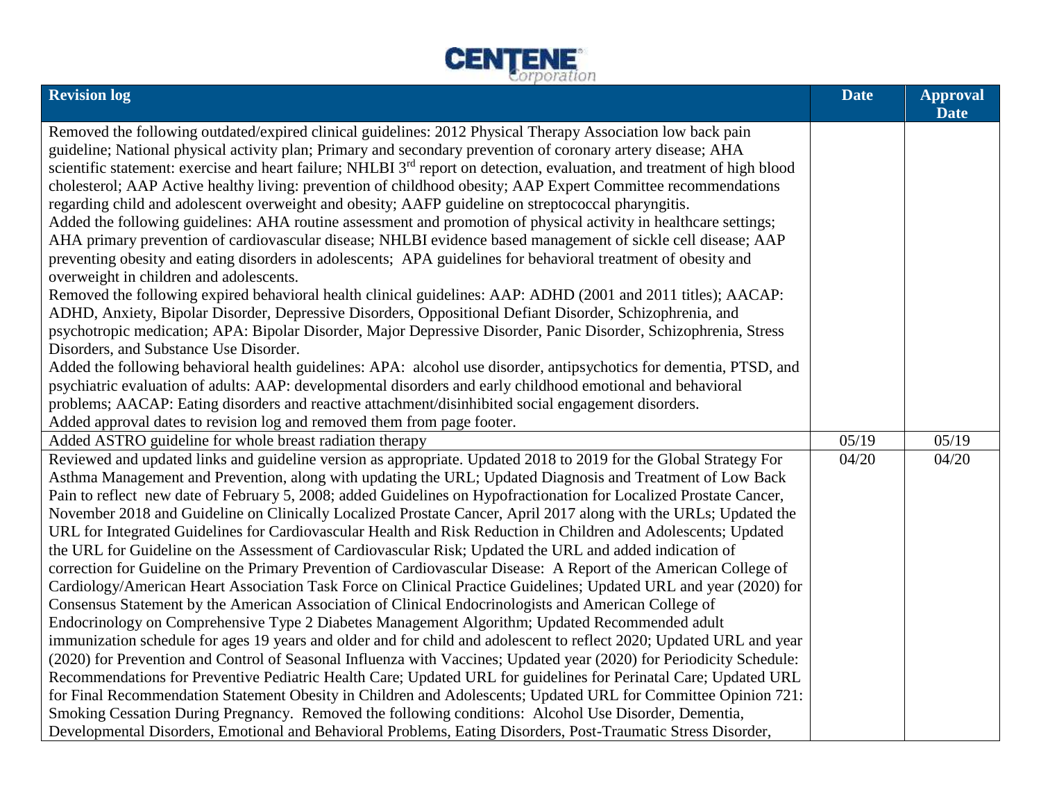| Revision log | Date | Approval Date |
|---|---|---|
| Removed the following outdated/expired clinical guidelines: 2012 Physical Therapy Association low back pain guideline; National physical activity plan; Primary and secondary prevention of coronary artery disease; AHA scientific statement: exercise and heart failure; NHLBI 3rd report on detection, evaluation, and treatment of high blood cholesterol; AAP Active healthy living: prevention of childhood obesity; AAP Expert Committee recommendations regarding child and adolescent overweight and obesity; AAFP guideline on streptococcal pharyngitis. Added the following guidelines: AHA routine assessment and promotion of physical activity in healthcare settings; AHA primary prevention of cardiovascular disease; NHLBI evidence based management of sickle cell disease; AAP preventing obesity and eating disorders in adolescents; APA guidelines for behavioral treatment of obesity and overweight in children and adolescents. Removed the following expired behavioral health clinical guidelines: AAP: ADHD (2001 and 2011 titles); AACAP: ADHD, Anxiety, Bipolar Disorder, Depressive Disorders, Oppositional Defiant Disorder, Schizophrenia, and psychotropic medication; APA: Bipolar Disorder, Major Depressive Disorder, Panic Disorder, Schizophrenia, Stress Disorders, and Substance Use Disorder. Added the following behavioral health guidelines: APA: alcohol use disorder, antipsychotics for dementia, PTSD, and psychiatric evaluation of adults: AAP: developmental disorders and early childhood emotional and behavioral problems; AACAP: Eating disorders and reactive attachment/disinhibited social engagement disorders. Added approval dates to revision log and removed them from page footer. | | |
| Added ASTRO guideline for whole breast radiation therapy | 05/19 | 05/19 |
| Reviewed and updated links and guideline version as appropriate. Updated 2018 to 2019 for the Global Strategy For Asthma Management and Prevention, along with updating the URL; Updated Diagnosis and Treatment of Low Back Pain to reflect new date of February 5, 2008; added Guidelines on Hypofractionation for Localized Prostate Cancer, November 2018 and Guideline on Clinically Localized Prostate Cancer, April 2017 along with the URLs; Updated the URL for Integrated Guidelines for Cardiovascular Health and Risk Reduction in Children and Adolescents; Updated the URL for Guideline on the Assessment of Cardiovascular Risk; Updated the URL and added indication of correction for Guideline on the Primary Prevention of Cardiovascular Disease: A Report of the American College of Cardiology/American Heart Association Task Force on Clinical Practice Guidelines; Updated URL and year (2020) for Consensus Statement by the American Association of Clinical Endocrinologists and American College of Endocrinology on Comprehensive Type 2 Diabetes Management Algorithm; Updated Recommended adult immunization schedule for ages 19 years and older and for child and adolescent to reflect 2020; Updated URL and year (2020) for Prevention and Control of Seasonal Influenza with Vaccines; Updated year (2020) for Periodicity Schedule: Recommendations for Preventive Pediatric Health Care; Updated URL for guidelines for Perinatal Care; Updated URL for Final Recommendation Statement Obesity in Children and Adolescents; Updated URL for Committee Opinion 721: Smoking Cessation During Pregnancy. Removed the following conditions: Alcohol Use Disorder, Dementia, Developmental Disorders, Emotional and Behavioral Problems, Eating Disorders, Post-Traumatic Stress Disorder, | 04/20 | 04/20 |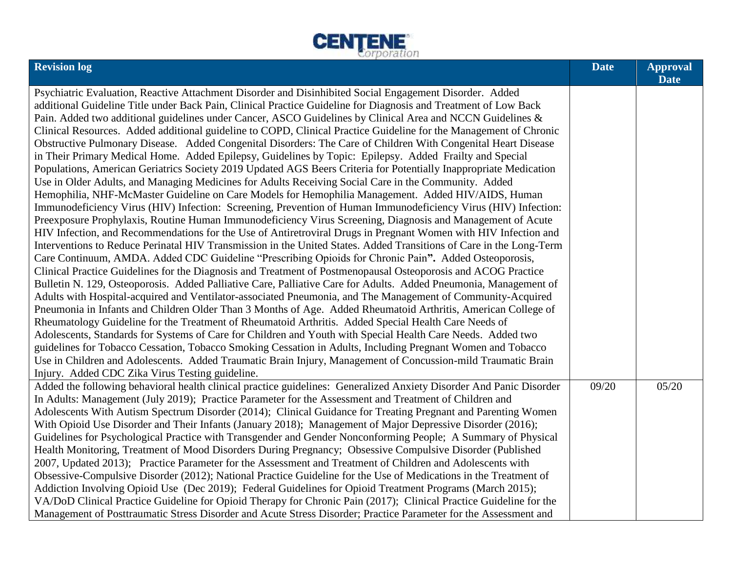| Revision log | Date | Approval Date |
| --- | --- | --- |
| Psychiatric Evaluation, Reactive Attachment Disorder and Disinhibited Social Engagement Disorder. Added additional Guideline Title under Back Pain, Clinical Practice Guideline for Diagnosis and Treatment of Low Back Pain. Added two additional guidelines under Cancer, ASCO Guidelines by Clinical Area and NCCN Guidelines & Clinical Resources. Added additional guideline to COPD, Clinical Practice Guideline for the Management of Chronic Obstructive Pulmonary Disease. Added Congenital Disorders: The Care of Children With Congenital Heart Disease in Their Primary Medical Home. Added Epilepsy, Guidelines by Topic: Epilepsy. Added Frailty and Special Populations, American Geriatrics Society 2019 Updated AGS Beers Criteria for Potentially Inappropriate Medication Use in Older Adults, and Managing Medicines for Adults Receiving Social Care in the Community. Added Hemophilia, NHF-McMaster Guideline on Care Models for Hemophilia Management. Added HIV/AIDS, Human Immunodeficiency Virus (HIV) Infection: Screening, Prevention of Human Immunodeficiency Virus (HIV) Infection: Preexposure Prophylaxis, Routine Human Immunodeficiency Virus Screening, Diagnosis and Management of Acute HIV Infection, and Recommendations for the Use of Antiretroviral Drugs in Pregnant Women with HIV Infection and Interventions to Reduce Perinatal HIV Transmission in the United States. Added Transitions of Care in the Long-Term Care Continuum, AMDA. Added CDC Guideline "Prescribing Opioids for Chronic Pain**"**. Added Osteoporosis, Clinical Practice Guidelines for the Diagnosis and Treatment of Postmenopausal Osteoporosis and ACOG Practice Bulletin N. 129, Osteoporosis. Added Palliative Care, Palliative Care for Adults. Added Pneumonia, Management of Adults with Hospital-acquired and Ventilator-associated Pneumonia, and The Management of Community-Acquired Pneumonia in Infants and Children Older Than 3 Months of Age. Added Rheumatoid Arthritis, American College of Rheumatology Guideline for the Treatment of Rheumatoid Arthritis. Added Special Health Care Needs of Adolescents, Standards for Systems of Care for Children and Youth with Special Health Care Needs. Added two guidelines for Tobacco Cessation, Tobacco Smoking Cessation in Adults, Including Pregnant Women and Tobacco Use in Children and Adolescents. Added Traumatic Brain Injury, Management of Concussion-mild Traumatic Brain Injury. Added CDC Zika Virus Testing guideline. | | |
| Added the following behavioral health clinical practice guidelines: Generalized Anxiety Disorder And Panic Disorder In Adults: Management (July 2019); Practice Parameter for the Assessment and Treatment of Children and Adolescents With Autism Spectrum Disorder (2014); Clinical Guidance for Treating Pregnant and Parenting Women With Opioid Use Disorder and Their Infants (January 2018); Management of Major Depressive Disorder (2016); Guidelines for Psychological Practice with Transgender and Gender Nonconforming People; A Summary of Physical Health Monitoring, Treatment of Mood Disorders During Pregnancy; Obsessive Compulsive Disorder (Published 2007, Updated 2013); Practice Parameter for the Assessment and Treatment of Children and Adolescents with Obsessive-Compulsive Disorder (2012); National Practice Guideline for the Use of Medications in the Treatment of Addiction Involving Opioid Use (Dec 2019); Federal Guidelines for Opioid Treatment Programs (March 2015); VA/DoD Clinical Practice Guideline for Opioid Therapy for Chronic Pain (2017); Clinical Practice Guideline for the Management of Posttraumatic Stress Disorder and Acute Stress Disorder; Practice Parameter for the Assessment and | 09/20 | 05/20 |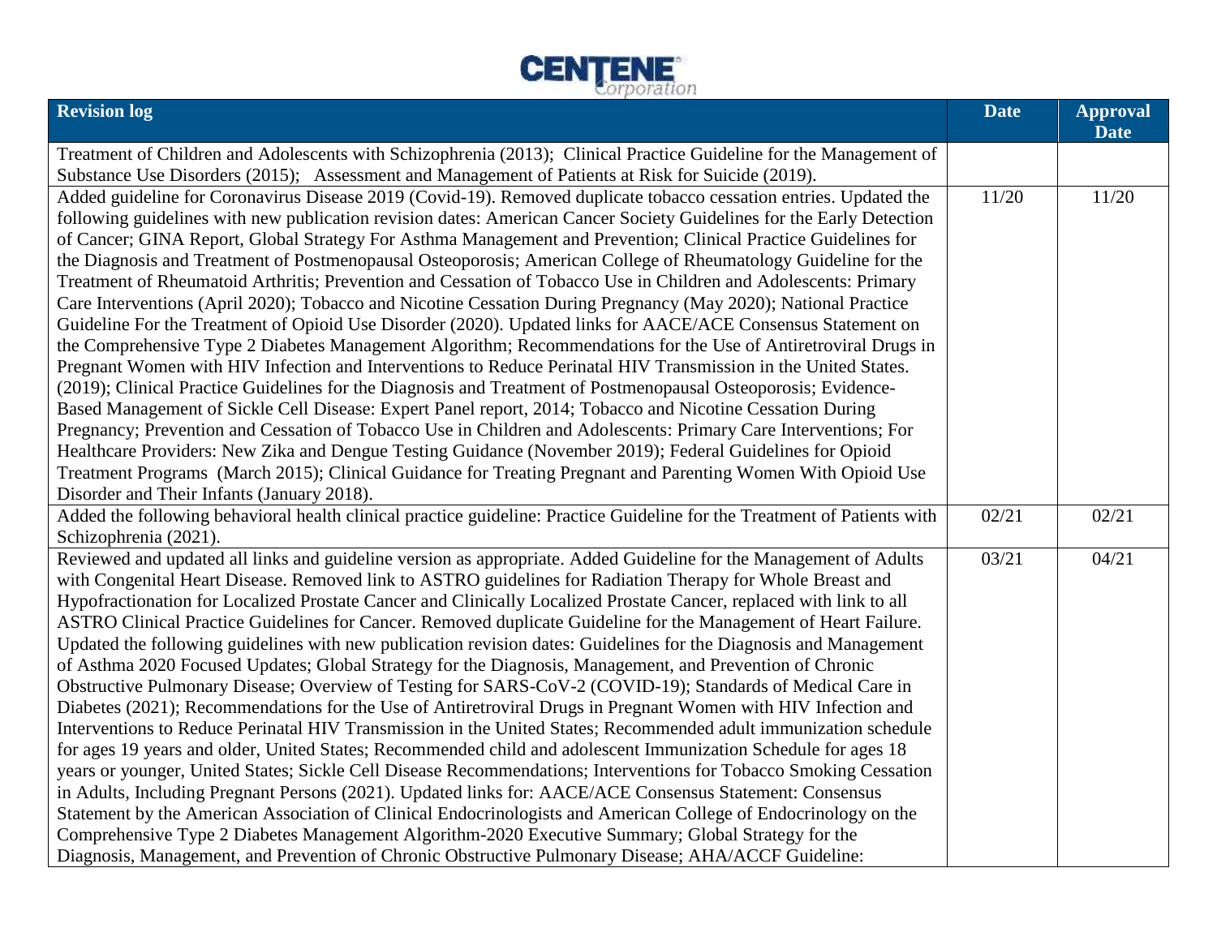| Revision log | Date | Approval Date |
|---|---|---|
| Treatment of Children and Adolescents with Schizophrenia (2013); Clinical Practice Guideline for the Management of Substance Use Disorders (2015); Assessment and Management of Patients at Risk for Suicide (2019). | | |
| Added guideline for Coronavirus Disease 2019 (Covid-19). Removed duplicate tobacco cessation entries. Updated the following guidelines with new publication revision dates: American Cancer Society Guidelines for the Early Detection of Cancer; GINA Report, Global Strategy For Asthma Management and Prevention; Clinical Practice Guidelines for the Diagnosis and Treatment of Postmenopausal Osteoporosis; American College of Rheumatology Guideline for the Treatment of Rheumatoid Arthritis; Prevention and Cessation of Tobacco Use in Children and Adolescents: Primary Care Interventions (April 2020); Tobacco and Nicotine Cessation During Pregnancy (May 2020); National Practice Guideline For the Treatment of Opioid Use Disorder (2020). Updated links for AACE/ACE Consensus Statement on the Comprehensive Type 2 Diabetes Management Algorithm; Recommendations for the Use of Antiretroviral Drugs in Pregnant Women with HIV Infection and Interventions to Reduce Perinatal HIV Transmission in the United States. (2019); Clinical Practice Guidelines for the Diagnosis and Treatment of Postmenopausal Osteoporosis; Evidence-Based Management of Sickle Cell Disease: Expert Panel report, 2014; Tobacco and Nicotine Cessation During Pregnancy; Prevention and Cessation of Tobacco Use in Children and Adolescents: Primary Care Interventions; For Healthcare Providers: New Zika and Dengue Testing Guidance (November 2019); Federal Guidelines for Opioid Treatment Programs (March 2015); Clinical Guidance for Treating Pregnant and Parenting Women With Opioid Use Disorder and Their Infants (January 2018). | 11/20 | 11/20 |
| Added the following behavioral health clinical practice guideline: Practice Guideline for the Treatment of Patients with Schizophrenia (2021). | 02/21 | 02/21 |
| Reviewed and updated all links and guideline version as appropriate. Added Guideline for the Management of Adults with Congenital Heart Disease. Removed link to ASTRO guidelines for Radiation Therapy for Whole Breast and Hypofractionation for Localized Prostate Cancer and Clinically Localized Prostate Cancer, replaced with link to all ASTRO Clinical Practice Guidelines for Cancer. Removed duplicate Guideline for the Management of Heart Failure. Updated the following guidelines with new publication revision dates: Guidelines for the Diagnosis and Management of Asthma 2020 Focused Updates; Global Strategy for the Diagnosis, Management, and Prevention of Chronic Obstructive Pulmonary Disease; Overview of Testing for SARS-CoV-2 (COVID-19); Standards of Medical Care in Diabetes (2021); Recommendations for the Use of Antiretroviral Drugs in Pregnant Women with HIV Infection and Interventions to Reduce Perinatal HIV Transmission in the United States; Recommended adult immunization schedule for ages 19 years and older, United States; Recommended child and adolescent Immunization Schedule for ages 18 years or younger, United States; Sickle Cell Disease Recommendations; Interventions for Tobacco Smoking Cessation in Adults, Including Pregnant Persons (2021). Updated links for: AACE/ACE Consensus Statement: Consensus Statement by the American Association of Clinical Endocrinologists and American College of Endocrinology on the Comprehensive Type 2 Diabetes Management Algorithm-2020 Executive Summary; Global Strategy for the Diagnosis, Management, and Prevention of Chronic Obstructive Pulmonary Disease; AHA/ACCF Guideline: | 03/21 | 04/21 |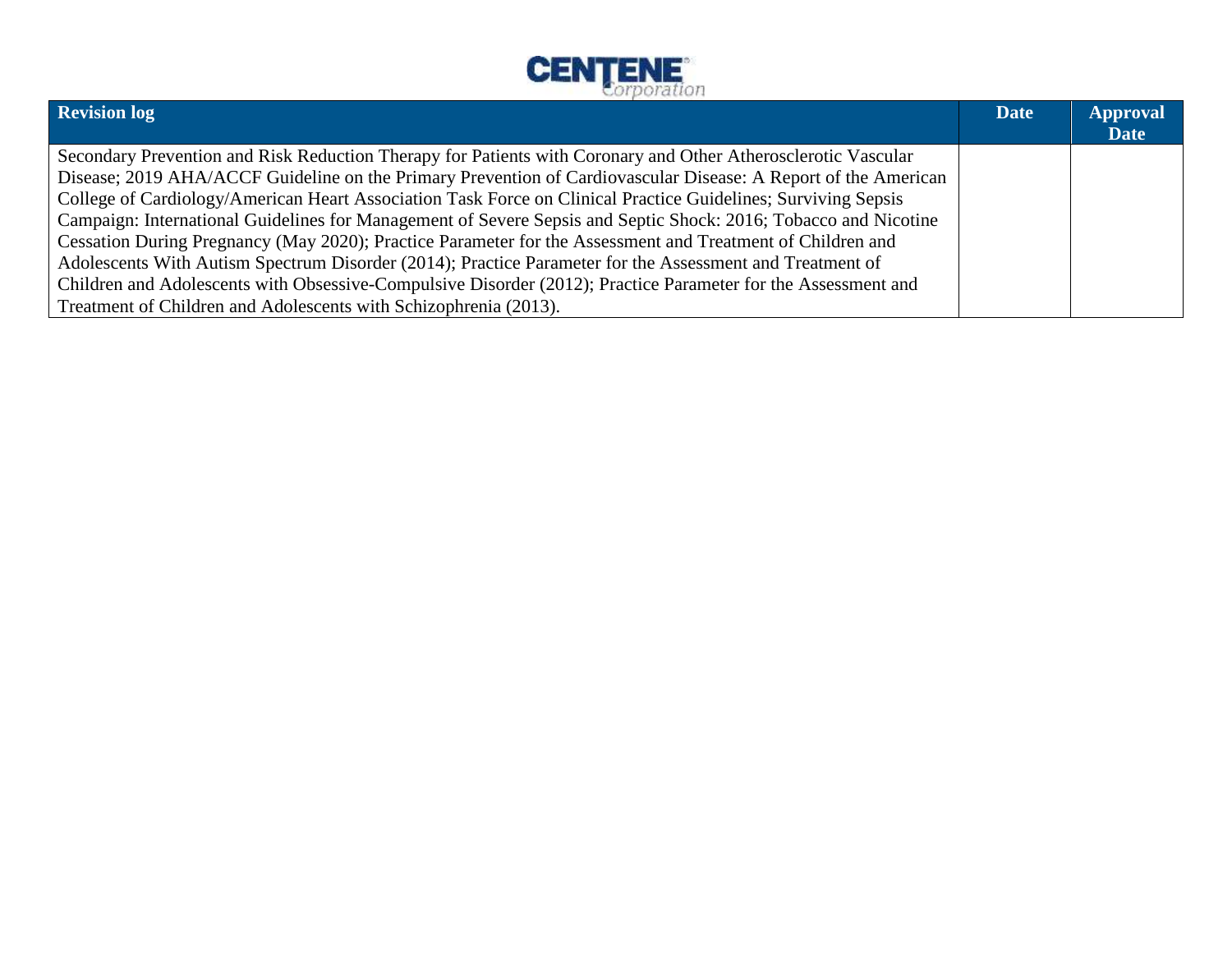| Revision log | Date | Approval Date |
|---|---|---|
| Secondary Prevention and Risk Reduction Therapy for Patients with Coronary and Other Atherosclerotic Vascular Disease; 2019 AHA/ACCF Guideline on the Primary Prevention of Cardiovascular Disease: A Report of the American College of Cardiology/American Heart Association Task Force on Clinical Practice Guidelines; Surviving Sepsis Campaign: International Guidelines for Management of Severe Sepsis and Septic Shock: 2016; Tobacco and Nicotine Cessation During Pregnancy (May 2020); Practice Parameter for the Assessment and Treatment of Children and Adolescents With Autism Spectrum Disorder (2014); Practice Parameter for the Assessment and Treatment of Children and Adolescents with Obsessive-Compulsive Disorder (2012); Practice Parameter for the Assessment and Treatment of Children and Adolescents with Schizophrenia (2013). | | |